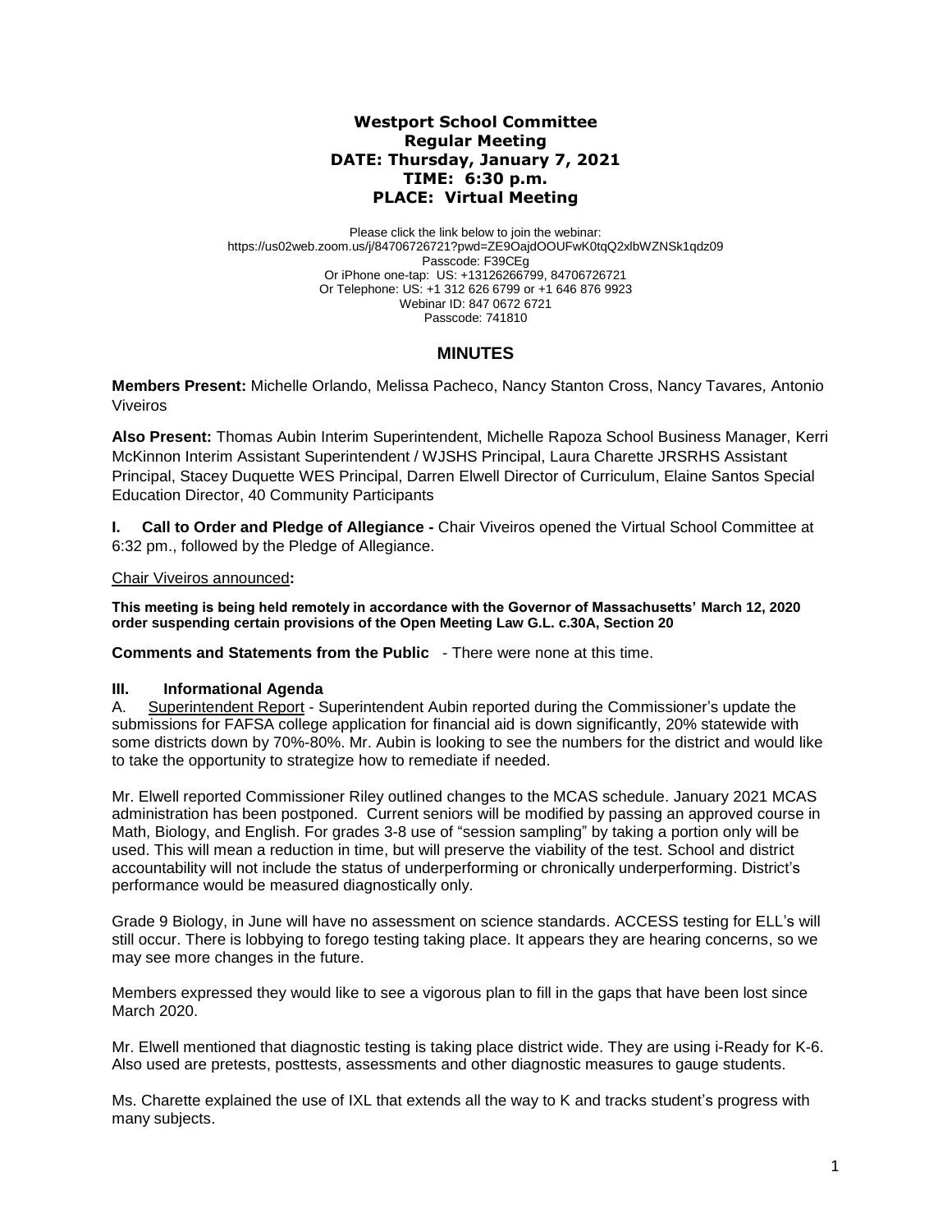# Westport School Committee
## Regular Meeting
## DATE: Thursday, January 7, 2021
## TIME: 6:30 p.m.
## PLACE: Virtual Meeting

Please click the link below to join the webinar:
https://us02web.zoom.us/j/84706726721?pwd=ZE9OajdOOUFwK0tqQ2xlbWZNSk1qdz09
Passcode: F39CEg
Or iPhone one-tap: US: +13126266799, 84706726721
Or Telephone: US: +1 312 626 6799 or +1 646 876 9923
Webinar ID: 847 0672 6721
Passcode: 741810

## MINUTES

**Members Present:** Michelle Orlando, Melissa Pacheco, Nancy Stanton Cross, Nancy Tavares, Antonio Viveiros

**Also Present:** Thomas Aubin Interim Superintendent, Michelle Rapoza School Business Manager, Kerri McKinnon Interim Assistant Superintendent / WJSHS Principal, Laura Charette JRSRHS Assistant Principal, Stacey Duquette WES Principal, Darren Elwell Director of Curriculum, Elaine Santos Special Education Director, 40 Community Participants

**I. Call to Order and Pledge of Allegiance -** Chair Viveiros opened the Virtual School Committee at 6:32 pm., followed by the Pledge of Allegiance.

Chair Viveiros announced**:**

**This meeting is being held remotely in accordance with the Governor of Massachusetts' March 12, 2020 order suspending certain provisions of the Open Meeting Law G.L. c.30A, Section 20**

**Comments and Statements from the Public** - There were none at this time.

**III. Informational Agenda**

A. Superintendent Report - Superintendent Aubin reported during the Commissioner's update the submissions for FAFSA college application for financial aid is down significantly, 20% statewide with some districts down by 70%-80%. Mr. Aubin is looking to see the numbers for the district and would like to take the opportunity to strategize how to remediate if needed.

Mr. Elwell reported Commissioner Riley outlined changes to the MCAS schedule. January 2021 MCAS administration has been postponed. Current seniors will be modified by passing an approved course in Math, Biology, and English. For grades 3-8 use of "session sampling" by taking a portion only will be used. This will mean a reduction in time, but will preserve the viability of the test. School and district accountability will not include the status of underperforming or chronically underperforming. District's performance would be measured diagnostically only.

Grade 9 Biology, in June will have no assessment on science standards. ACCESS testing for ELL's will still occur. There is lobbying to forego testing taking place. It appears they are hearing concerns, so we may see more changes in the future.

Members expressed they would like to see a vigorous plan to fill in the gaps that have been lost since March 2020.

Mr. Elwell mentioned that diagnostic testing is taking place district wide. They are using i-Ready for K-6. Also used are pretests, posttests, assessments and other diagnostic measures to gauge students.

Ms. Charette explained the use of IXL that extends all the way to K and tracks student's progress with many subjects.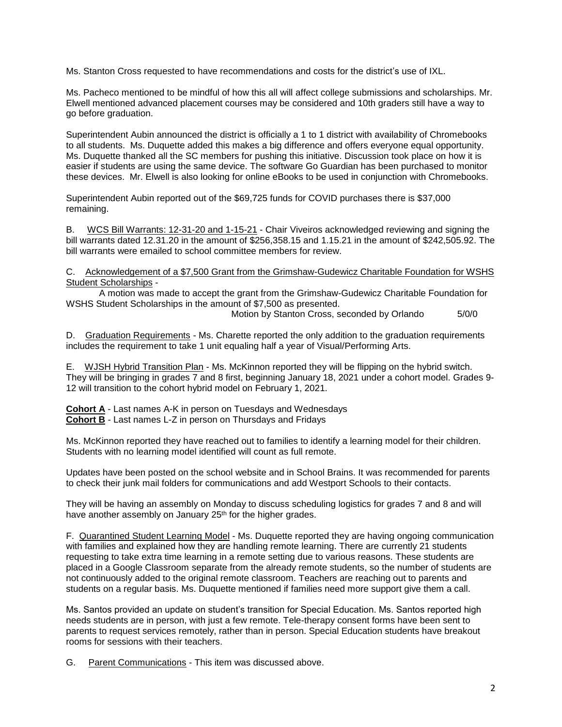Ms. Stanton Cross requested to have recommendations and costs for the district's use of IXL.

Ms. Pacheco mentioned to be mindful of how this all will affect college submissions and scholarships. Mr. Elwell mentioned advanced placement courses may be considered and 10th graders still have a way to go before graduation.

Superintendent Aubin announced the district is officially a 1 to 1 district with availability of Chromebooks to all students. Ms. Duquette added this makes a big difference and offers everyone equal opportunity. Ms. Duquette thanked all the SC members for pushing this initiative. Discussion took place on how it is easier if students are using the same device. The software Go Guardian has been purchased to monitor these devices. Mr. Elwell is also looking for online eBooks to be used in conjunction with Chromebooks.

Superintendent Aubin reported out of the $69,725 funds for COVID purchases there is $37,000 remaining.

B. <u>WCS Bill Warrants: 12-31-20 and 1-15-21</u> - Chair Viveiros acknowledged reviewing and signing the bill warrants dated 12.31.20 in the amount of $256,358.15 and 1.15.21 in the amount of $242,505.92. The bill warrants were emailed to school committee members for review.

C. <u>Acknowledgement of a $7,500 Grant from the Grimshaw-Gudewicz Charitable Foundation for WSHS Student Scholarships</u> -

A motion was made to accept the grant from the Grimshaw-Gudewicz Charitable Foundation for WSHS Student Scholarships in the amount of $7,500 as presented.

Motion by Stanton Cross, seconded by Orlando 5/0/0

D. <u>Graduation Requirements</u> - Ms. Charette reported the only addition to the graduation requirements includes the requirement to take 1 unit equaling half a year of Visual/Performing Arts.

E. <u>WJSH Hybrid Transition Plan</u> - Ms. McKinnon reported they will be flipping on the hybrid switch. They will be bringing in grades 7 and 8 first, beginning January 18, 2021 under a cohort model. Grades 9-12 will transition to the cohort hybrid model on February 1, 2021.

**<u>Cohort A</u>** - Last names A-K in person on Tuesdays and Wednesdays
**<u>Cohort B</u>** - Last names L-Z in person on Thursdays and Fridays

Ms. McKinnon reported they have reached out to families to identify a learning model for their children. Students with no learning model identified will count as full remote.

Updates have been posted on the school website and in School Brains. It was recommended for parents to check their junk mail folders for communications and add Westport Schools to their contacts.

They will be having an assembly on Monday to discuss scheduling logistics for grades 7 and 8 and will have another assembly on January 25th for the higher grades.

F. <u>Quarantined Student Learning Model</u> - Ms. Duquette reported they are having ongoing communication with families and explained how they are handling remote learning. There are currently 21 students requesting to take extra time learning in a remote setting due to various reasons. These students are placed in a Google Classroom separate from the already remote students, so the number of students are not continuously added to the original remote classroom. Teachers are reaching out to parents and students on a regular basis. Ms. Duquette mentioned if families need more support give them a call.

Ms. Santos provided an update on student's transition for Special Education. Ms. Santos reported high needs students are in person, with just a few remote. Tele-therapy consent forms have been sent to parents to request services remotely, rather than in person. Special Education students have breakout rooms for sessions with their teachers.

G. <u>Parent Communications</u> - This item was discussed above.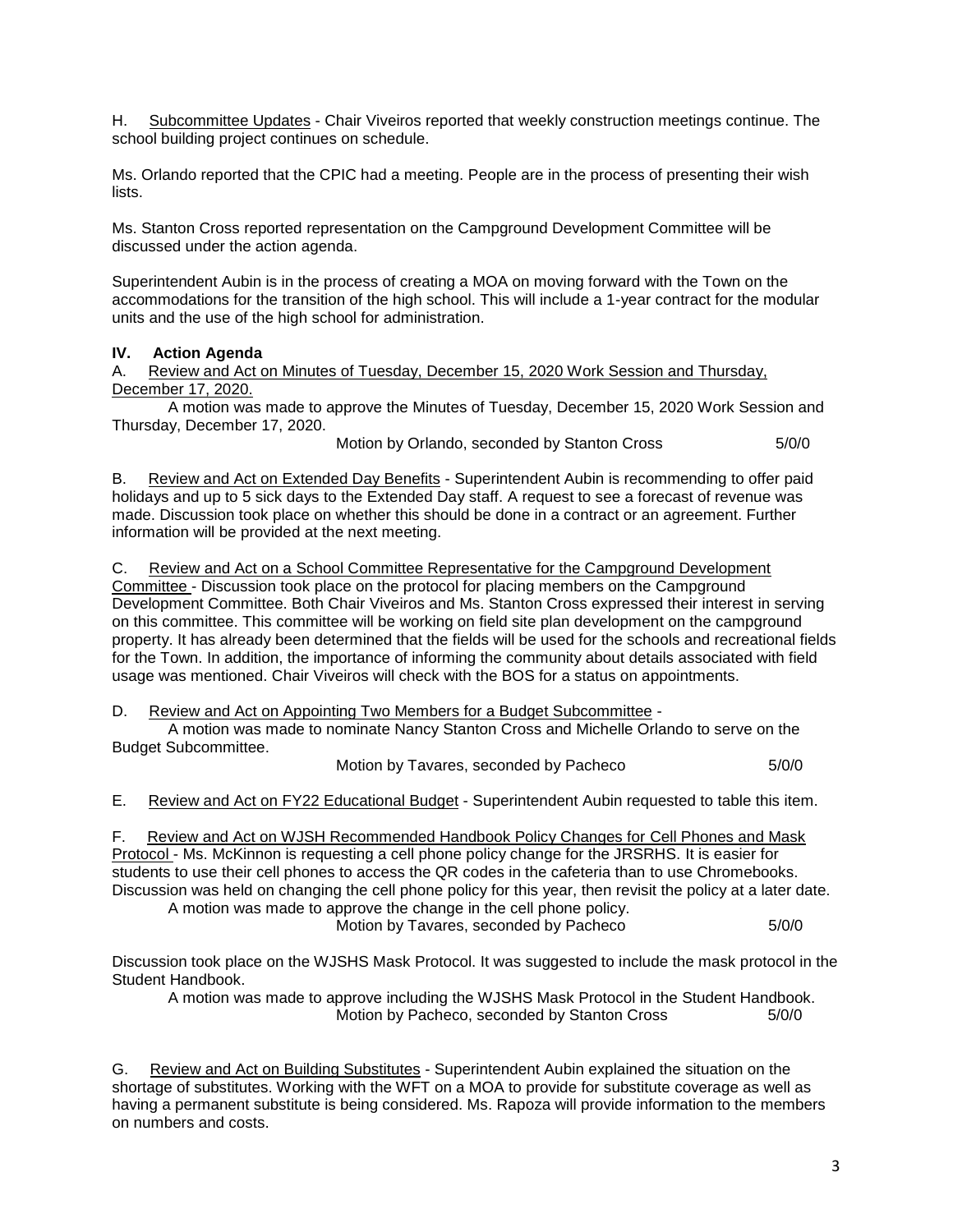H. Subcommittee Updates - Chair Viveiros reported that weekly construction meetings continue. The school building project continues on schedule.

Ms. Orlando reported that the CPIC had a meeting. People are in the process of presenting their wish lists.

Ms. Stanton Cross reported representation on the Campground Development Committee will be discussed under the action agenda.

Superintendent Aubin is in the process of creating a MOA on moving forward with the Town on the accommodations for the transition of the high school. This will include a 1-year contract for the modular units and the use of the high school for administration.

**IV. Action Agenda**

A. Review and Act on Minutes of Tuesday, December 15, 2020 Work Session and Thursday, December 17, 2020.

A motion was made to approve the Minutes of Tuesday, December 15, 2020 Work Session and Thursday, December 17, 2020.

Motion by Orlando, seconded by Stanton Cross 5/0/0

B. Review and Act on Extended Day Benefits - Superintendent Aubin is recommending to offer paid holidays and up to 5 sick days to the Extended Day staff. A request to see a forecast of revenue was made. Discussion took place on whether this should be done in a contract or an agreement. Further information will be provided at the next meeting.

C. Review and Act on a School Committee Representative for the Campground Development Committee - Discussion took place on the protocol for placing members on the Campground Development Committee. Both Chair Viveiros and Ms. Stanton Cross expressed their interest in serving on this committee. This committee will be working on field site plan development on the campground property. It has already been determined that the fields will be used for the schools and recreational fields for the Town. In addition, the importance of informing the community about details associated with field usage was mentioned. Chair Viveiros will check with the BOS for a status on appointments.

D. Review and Act on Appointing Two Members for a Budget Subcommittee -

A motion was made to nominate Nancy Stanton Cross and Michelle Orlando to serve on the Budget Subcommittee.

Motion by Tavares, seconded by Pacheco 5/0/0

E. Review and Act on FY22 Educational Budget - Superintendent Aubin requested to table this item.

F. Review and Act on WJSH Recommended Handbook Policy Changes for Cell Phones and Mask Protocol - Ms. McKinnon is requesting a cell phone policy change for the JRSRHS. It is easier for students to use their cell phones to access the QR codes in the cafeteria than to use Chromebooks. Discussion was held on changing the cell phone policy for this year, then revisit the policy at a later date.

A motion was made to approve the change in the cell phone policy.

Motion by Tavares, seconded by Pacheco 5/0/0

Discussion took place on the WJSHS Mask Protocol. It was suggested to include the mask protocol in the Student Handbook.

A motion was made to approve including the WJSHS Mask Protocol in the Student Handbook.

Motion by Pacheco, seconded by Stanton Cross 5/0/0

G. Review and Act on Building Substitutes - Superintendent Aubin explained the situation on the shortage of substitutes. Working with the WFT on a MOA to provide for substitute coverage as well as having a permanent substitute is being considered. Ms. Rapoza will provide information to the members on numbers and costs.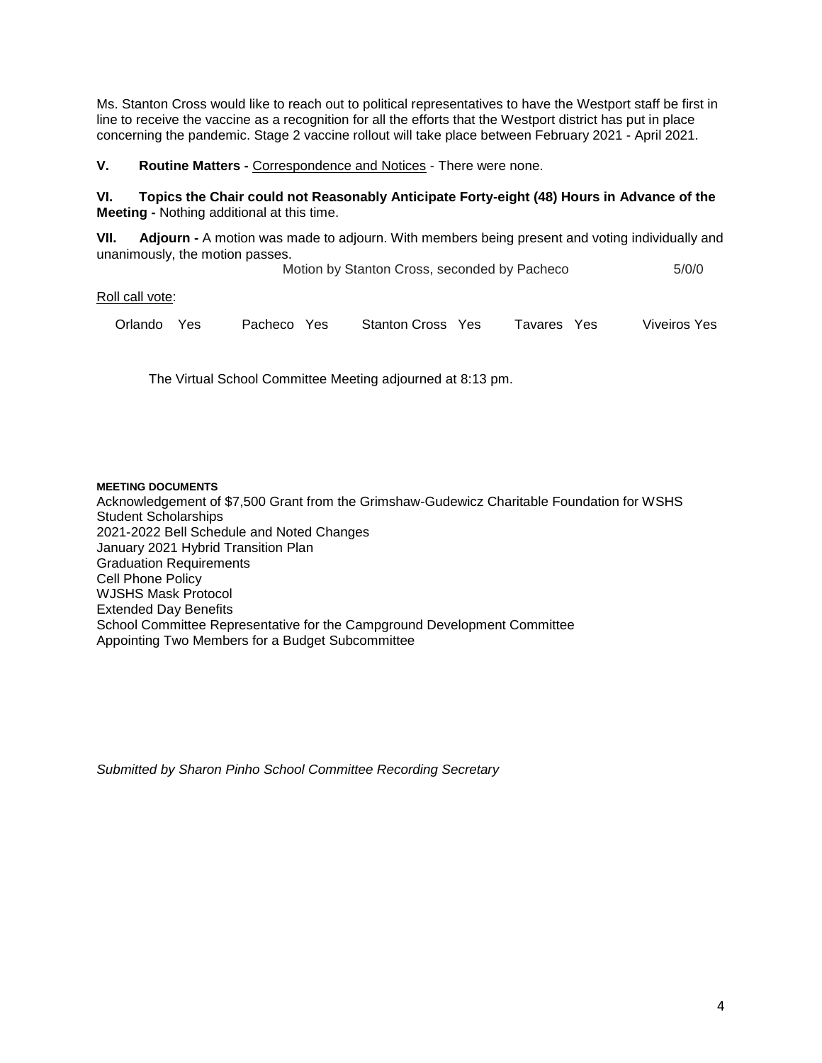Ms. Stanton Cross would like to reach out to political representatives to have the Westport staff be first in line to receive the vaccine as a recognition for all the efforts that the Westport district has put in place concerning the pandemic. Stage 2 vaccine rollout will take place between February 2021 - April 2021.

**V. Routine Matters -** Correspondence and Notices - There were none.

**VI. Topics the Chair could not Reasonably Anticipate Forty-eight (48) Hours in Advance of the Meeting -** Nothing additional at this time.

**VII. Adjourn -** A motion was made to adjourn. With members being present and voting individually and unanimously, the motion passes.

Motion by Stanton Cross, seconded by Pacheco 5/0/0

Roll call vote:

| | | | | |
|---|---|---|---|---|
| Orlando Yes | Pacheco Yes | Stanton Cross Yes | Tavares Yes | Viveiros Yes |

The Virtual School Committee Meeting adjourned at 8:13 pm.

**MEETING DOCUMENTS**

Acknowledgement of $7,500 Grant from the Grimshaw-Gudewicz Charitable Foundation for WSHS Student Scholarships
2021-2022 Bell Schedule and Noted Changes
January 2021 Hybrid Transition Plan
Graduation Requirements
Cell Phone Policy
WJSHS Mask Protocol
Extended Day Benefits
School Committee Representative for the Campground Development Committee
Appointing Two Members for a Budget Subcommittee

*Submitted by Sharon Pinho School Committee Recording Secretary*